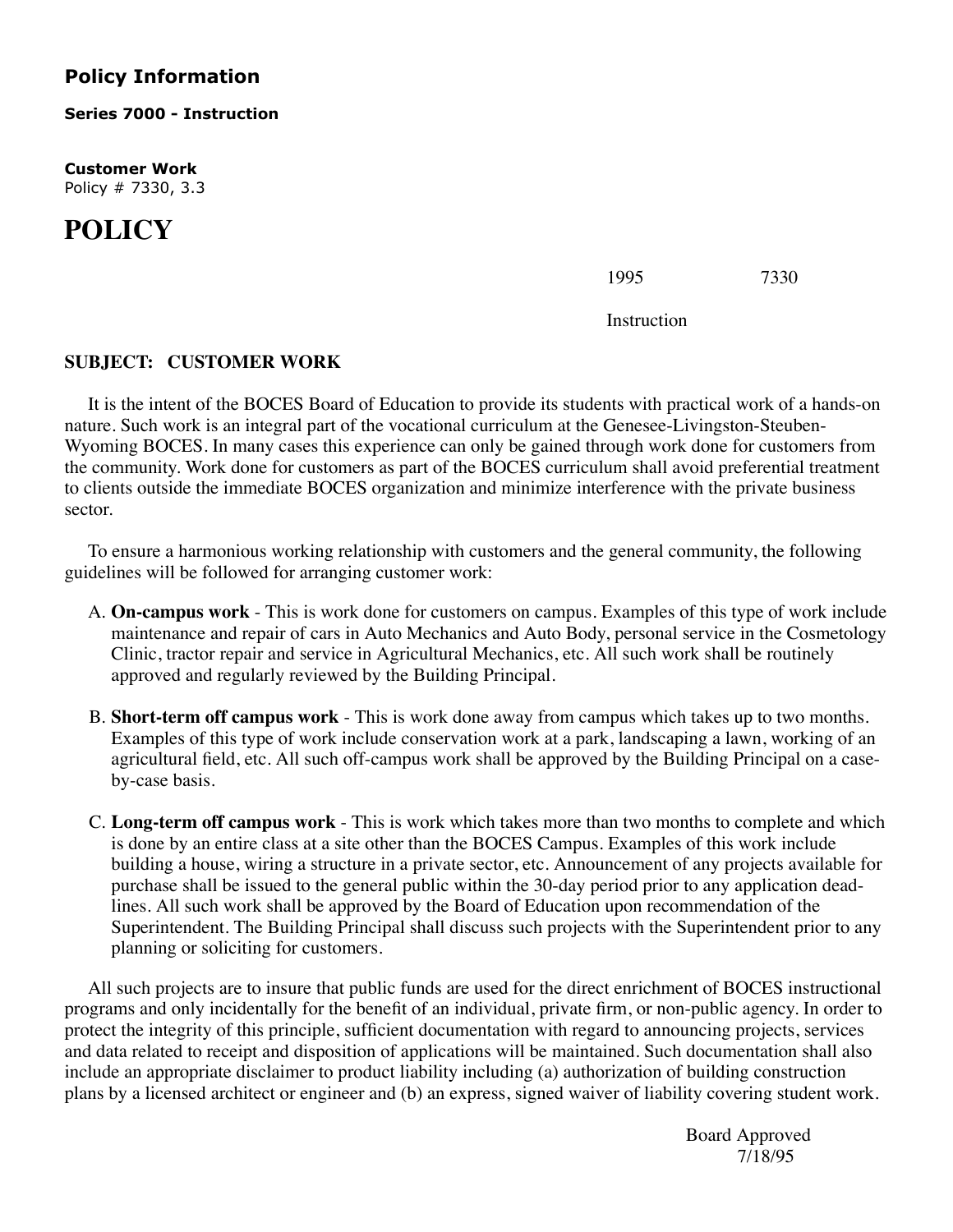## Policy Information

**Series 7000 - Instruction**

**Customer Work**
Policy # 7330, 3.3

# POLICY

1995 7330

Instruction

**SUBJECT: CUSTOMER WORK**

It is the intent of the BOCES Board of Education to provide its students with practical work of a hands-on nature. Such work is an integral part of the vocational curriculum at the Genesee-Livingston-Steuben-Wyoming BOCES. In many cases this experience can only be gained through work done for customers from the community. Work done for customers as part of the BOCES curriculum shall avoid preferential treatment to clients outside the immediate BOCES organization and minimize interference with the private business sector.

To ensure a harmonious working relationship with customers and the general community, the following guidelines will be followed for arranging customer work:

A. **On-campus work** - This is work done for customers on campus. Examples of this type of work include maintenance and repair of cars in Auto Mechanics and Auto Body, personal service in the Cosmetology Clinic, tractor repair and service in Agricultural Mechanics, etc. All such work shall be routinely approved and regularly reviewed by the Building Principal.

B. **Short-term off campus work** - This is work done away from campus which takes up to two months. Examples of this type of work include conservation work at a park, landscaping a lawn, working of an agricultural field, etc. All such off-campus work shall be approved by the Building Principal on a case-by-case basis.

C. **Long-term off campus work** - This is work which takes more than two months to complete and which is done by an entire class at a site other than the BOCES Campus. Examples of this work include building a house, wiring a structure in a private sector, etc. Announcement of any projects available for purchase shall be issued to the general public within the 30-day period prior to any application deadlines. All such work shall be approved by the Board of Education upon recommendation of the Superintendent. The Building Principal shall discuss such projects with the Superintendent prior to any planning or soliciting for customers.

All such projects are to insure that public funds are used for the direct enrichment of BOCES instructional programs and only incidentally for the benefit of an individual, private firm, or non-public agency. In order to protect the integrity of this principle, sufficient documentation with regard to announcing projects, services and data related to receipt and disposition of applications will be maintained. Such documentation shall also include an appropriate disclaimer to product liability including (a) authorization of building construction plans by a licensed architect or engineer and (b) an express, signed waiver of liability covering student work.

Board Approved
7/18/95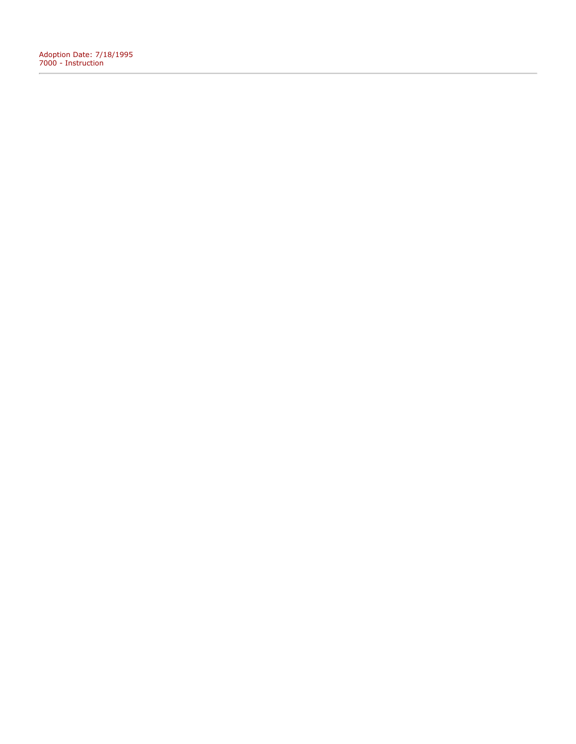Adoption Date: 7/18/1995
7000 - Instruction

---